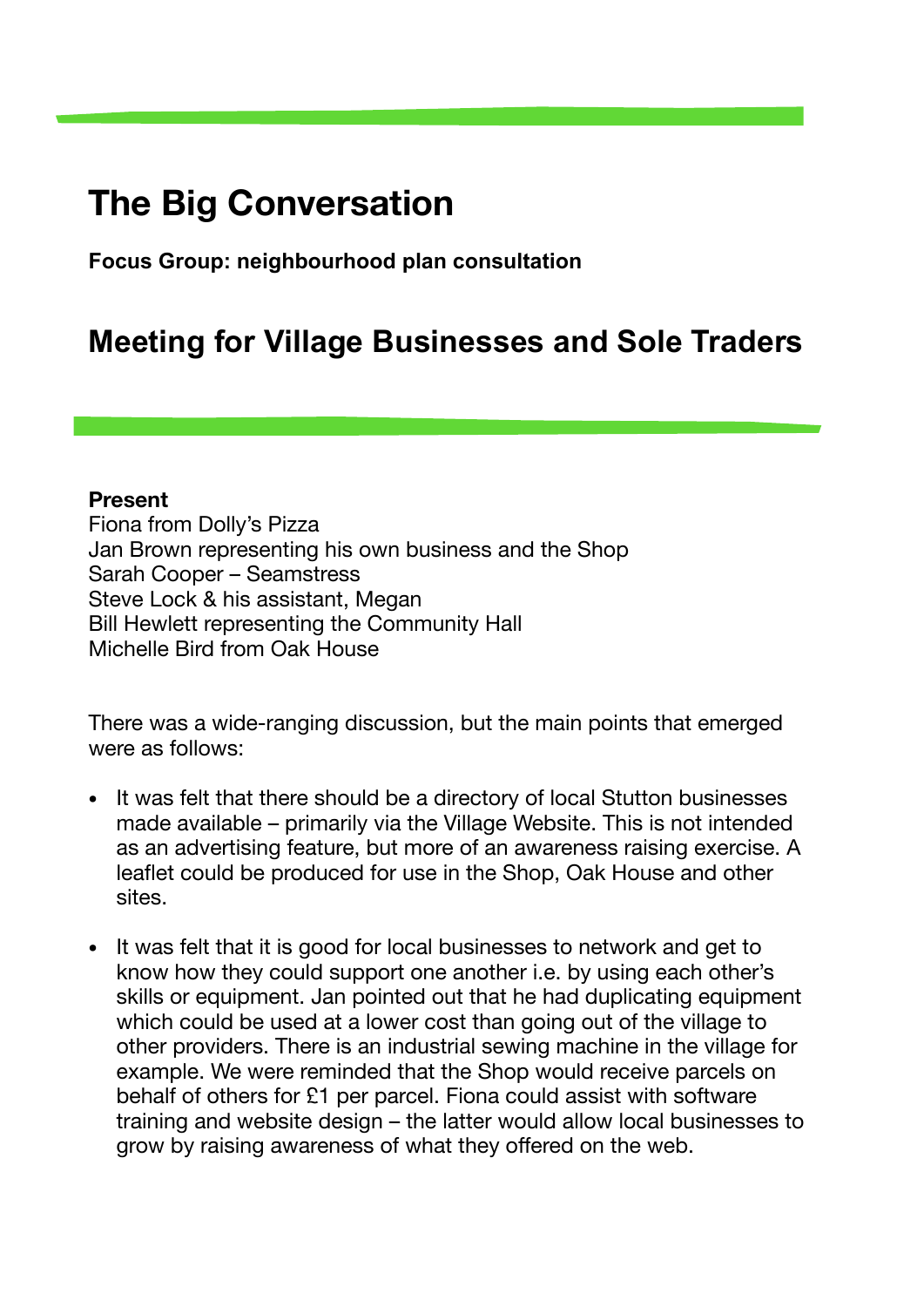# The Big Conversation

**Focus Group: neighbourhood plan consultation**

## Meeting for Village Businesses and Sole Traders

**Present**
Fiona from Dolly's Pizza
Jan Brown representing his own business and the Shop
Sarah Cooper – Seamstress
Steve Lock & his assistant, Megan
Bill Hewlett representing the Community Hall
Michelle Bird from Oak House

There was a wide-ranging discussion, but the main points that emerged were as follows:

- It was felt that there should be a directory of local Stutton businesses made available – primarily via the Village Website. This is not intended as an advertising feature, but more of an awareness raising exercise. A leaflet could be produced for use in the Shop, Oak House and other sites.

- It was felt that it is good for local businesses to network and get to know how they could support one another i.e. by using each other's skills or equipment. Jan pointed out that he had duplicating equipment which could be used at a lower cost than going out of the village to other providers. There is an industrial sewing machine in the village for example. We were reminded that the Shop would receive parcels on behalf of others for £1 per parcel. Fiona could assist with software training and website design – the latter would allow local businesses to grow by raising awareness of what they offered on the web.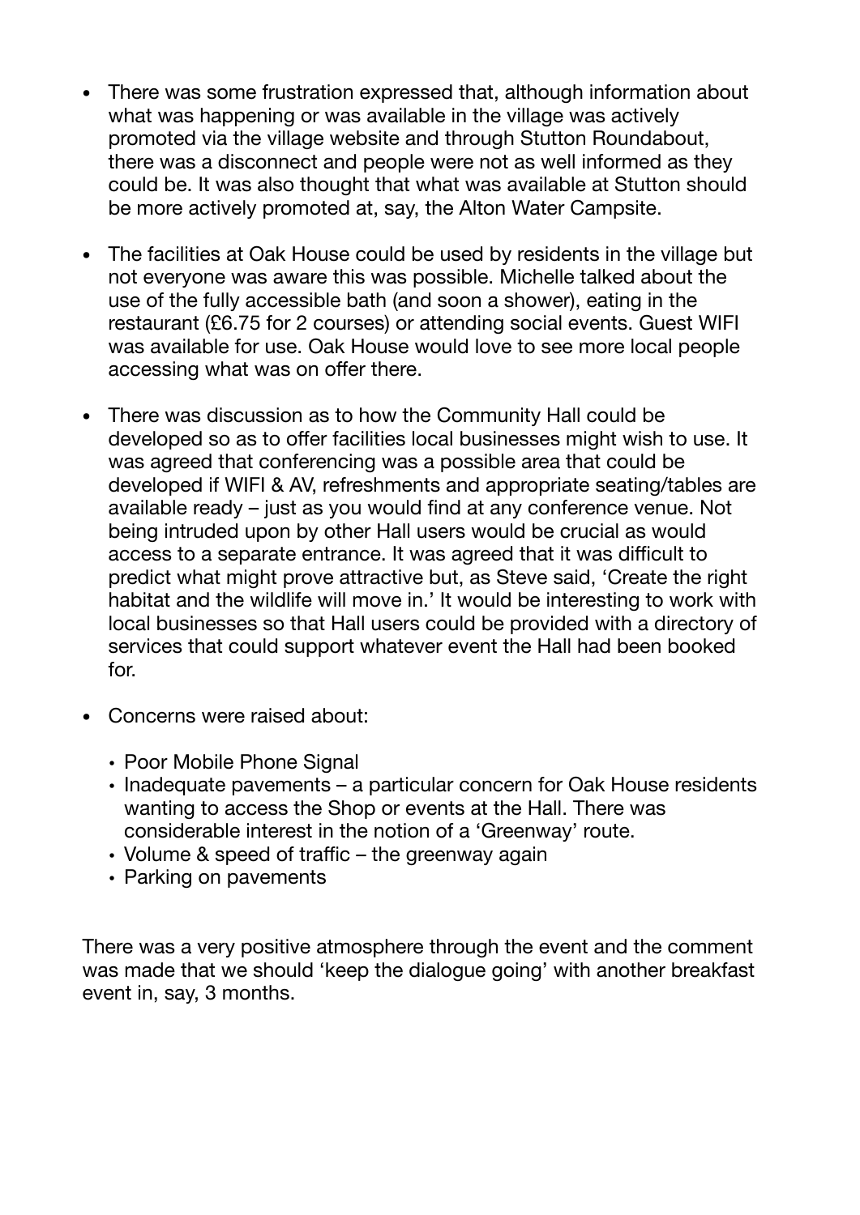- There was some frustration expressed that, although information about what was happening or was available in the village was actively promoted via the village website and through Stutton Roundabout, there was a disconnect and people were not as well informed as they could be. It was also thought that what was available at Stutton should be more actively promoted at, say, the Alton Water Campsite.

- The facilities at Oak House could be used by residents in the village but not everyone was aware this was possible. Michelle talked about the use of the fully accessible bath (and soon a shower), eating in the restaurant (£6.75 for 2 courses) or attending social events. Guest WIFI was available for use. Oak House would love to see more local people accessing what was on offer there.

- There was discussion as to how the Community Hall could be developed so as to offer facilities local businesses might wish to use. It was agreed that conferencing was a possible area that could be developed if WIFI & AV, refreshments and appropriate seating/tables are available ready – just as you would find at any conference venue. Not being intruded upon by other Hall users would be crucial as would access to a separate entrance. It was agreed that it was difficult to predict what might prove attractive but, as Steve said, 'Create the right habitat and the wildlife will move in.' It would be interesting to work with local businesses so that Hall users could be provided with a directory of services that could support whatever event the Hall had been booked for.

- Concerns were raised about:
  - Poor Mobile Phone Signal
  - Inadequate pavements – a particular concern for Oak House residents wanting to access the Shop or events at the Hall. There was considerable interest in the notion of a 'Greenway' route.
  - Volume & speed of traffic – the greenway again
  - Parking on pavements

There was a very positive atmosphere through the event and the comment was made that we should 'keep the dialogue going' with another breakfast event in, say, 3 months.